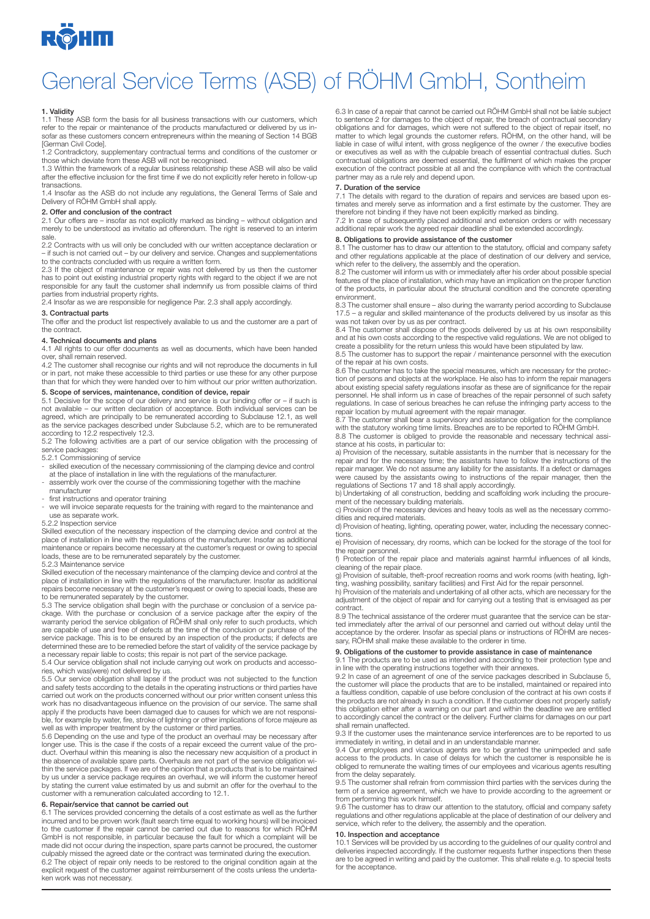# General Service Terms (ASB) of RÖHM GmbH, Sontheim

## 1. Validity

1.1 These ASB form the basis for all business transactions with our customers, which refer to the repair or maintenance of the products manufactured or delivered by us insofar as these customers concern entrepreneurs within the meaning of Section 14 BGB [German Civil Code].

1.2 Contradictory, supplementary contractual terms and conditions of the customer or those which deviate from these ASB will not be recognised.

1.3 Within the framework of a regular business relationship these ASB will also be valid after the effective inclusion for the first time if we do not explicitly refer hereto in follow-up transactions.

1.4 Insofar as the ASB do not include any regulations, the General Terms of Sale and Delivery of RÖHM GmbH shall apply.

## 2. Offer and conclusion of the contract

2.1 Our offers are – insofar as not explicitly marked as binding – without obligation and merely to be understood as invitatio ad offerendum. The right is reserved to an interim sale.

2.2 Contracts with us will only be concluded with our written acceptance declaration or – if such is not carried out – by our delivery and service. Changes and supplementations to the contracts concluded with us require a written form.

2.3 If the object of maintenance or repair was not delivered by us then the customer has to point out existing industrial property rights with regard to the object if we are not responsible for any fault the customer shall indemnify us from possible claims of third parties from industrial property rights.

2.4 Insofar as we are responsible for negligence Par. 2.3 shall apply accordingly.

## 3. Contractual parts

The offer and the product list respectively available to us and the customer are a part of the contract.

## 4. Technical documents and plans

4.1 All rights to our offer documents as well as documents, which have been handed over, shall remain reserved.

4.2 The customer shall recognise our rights and will not reproduce the documents in full or in part, not make these accessible to third parties or use these for any other purpose than that for which they were handed over to him without our prior written authorization.

## 5. Scope of services, maintenance, condition of device, repair

5.1 Decisive for the scope of our delivery and service is our binding offer or – if such is not available – our written declaration of acceptance. Both individual services can be agreed, which are principally to be remunerated according to Subclause 12.1, as well as the service packages described under Subclause 5.2, which are to be remunerated according to 12.2 respectively 12.3.

5.2 The following activities are a part of our service obligation with the processing of service packages:

5.2.1 Commissioning of service

- skilled execution of the necessary commissioning of the clamping device and control at the place of installation in line with the regulations of the manufacturer.
- assembly work over the course of the commissioning together with the machine manufacturer
- first instructions and operator training
- we will invoice separate requests for the training with regard to the maintenance and use as separate work.

5.2.2 Inspection service

Skilled execution of the necessary inspection of the clamping device and control at the place of installation in line with the regulations of the manufacturer. Insofar as additional maintenance or repairs become necessary at the customer's request or owing to special loads, these are to be remunerated separately by the customer.

5.2.3 Maintenance service

Skilled execution of the necessary maintenance of the clamping device and control at the place of installation in line with the regulations of the manufacturer. Insofar as additional repairs become necessary at the customer's request or owing to special loads, these are to be remunerated separately by the customer.

5.3 The service obligation shall begin with the purchase or conclusion of a service package. With the purchase or conclusion of a service package after the expiry of the warranty period the service obligation of RÖHM shall only refer to such products, which are capable of use and free of defects at the time of the conclusion or purchase of the service package. This is to be ensured by an inspection of the products; if defects are determined these are to be remedied before the start of validity of the service package by a necessary repair liable to costs; this repair is not part of the service package.

5.4 Our service obligation shall not include carrying out work on products and accessories, which was(were) not delivered by us.

5.5 Our service obligation shall lapse if the product was not subjected to the function and safety tests according to the details in the operating instructions or third parties have carried out work on the products concerned without our prior written consent unless this work has no disadvantageous influence on the provision of our service. The same shall apply if the products have been damaged due to causes for which we are not responsible, for example by water, fire, stroke of lightning or other implications of force majeure as well as with improper treatment by the customer or third parties.

5.6 Depending on the use and type of the product an overhaul may be necessary after longer use. This is the case if the costs of a repair exceed the current value of the product. Overhaul within this meaning is also the necessary new acquisition of a product in the absence of available spare parts. Overhauls are not part of the service obligation within the service packages. If we are of the opinion that a products that is to be maintained by us under a service package requires an overhaul, we will inform the customer hereof by stating the current value estimated by us and submit an offer for the overhaul to the customer with a remuneration calculated according to 12.1.

## 6. Repair/service that cannot be carried out

6.1 The services provided concerning the details of a cost estimate as well as the further incurred and to be proven work (fault search time equal to working hours) will be invoiced to the customer if the repair cannot be carried out due to reasons for which RÖHM GmbH is not responsible, in particular because the fault for which a complaint will be made did not occur during the inspection, spare parts cannot be procured, the customer culpably missed the agreed date or the contract was terminated during the execution.

6.2 The object of repair only needs to be restored to the original condition again at the explicit request of the customer against reimbursement of the costs unless the undertaken work was not necessary.

6.3 In case of a repair that cannot be carried out RÖHM GmbH shall not be liable subject to sentence 2 for damages to the object of repair, the breach of contractual secondary obligations and for damages, which were not suffered to the object of repair itself, no matter to which legal grounds the customer refers. RÖHM, on the other hand, will be liable in case of wilful intent, with gross negligence of the owner / the executive bodies or executives as well as with the culpable breach of essential contractual duties. Such contractual obligations are deemed essential, the fulfilment of which makes the proper execution of the contract possible at all and the compliance with which the contractual partner may as a rule rely and depend upon.

## 7. Duration of the service

7.1 The details with regard to the duration of repairs and services are based upon estimates and merely serve as information and a first estimate by the customer. They are therefore not binding if they have not been explicitly marked as binding.

7.2 In case of subsequently placed additional and extension orders or with necessary additional repair work the agreed repair deadline shall be extended accordingly.

## 8. Obligations to provide assistance of the customer

8.1 The customer has to draw our attention to the statutory, official and company safety and other regulations applicable at the place of destination of our delivery and service, which refer to the delivery, the assembly and the operation.

8.2 The customer will inform us with or immediately after his order about possible special features of the place of installation, which may have an implication on the proper function of the products, in particular about the structural condition and the concrete operating environment.

8.3 The customer shall ensure – also during the warranty period according to Subclause 17.5 – a regular and skilled maintenance of the products delivered by us insofar as this was not taken over by us as per contract.

8.4 The customer shall dispose of the goods delivered by us at his own responsibility and at his own costs according to the respective valid regulations. We are not obliged to create a possibility for the return unless this would have been stipulated by law.

8.5 The customer has to support the repair / maintenance personnel with the execution of the repair at his own costs.

8.6 The customer has to take the special measures, which are necessary for the protection of persons and objects at the workplace. He also has to inform the repair managers about existing special safety regulations insofar as these are of significance for the repair personnel. He shall inform us in case of breaches of the repair personnel of such safety regulations. In case of serious breaches he can refuse the infringing party access to the repair location by mutual agreement with the repair manager.

8.7 The customer shall bear a supervisory and assistance obligation for the compliance with the statutory working time limits. Breaches are to be reported to RÖHM GmbH.

8.8 The customer is obliged to provide the reasonable and necessary technical assistance at his costs, in particular to:

a) Provision of the necessary, suitable assistants in the number that is necessary for the repair and for the necessary time; the assistants have to follow the instructions of the repair manager. We do not assume any liability for the assistants. If a defect or damages were caused by the assistants owing to instructions of the repair manager, then the regulations of Sections 17 and 18 shall apply accordingly.

b) Undertaking of all construction, bedding and scaffolding work including the procurement of the necessary building materials.

c) Provision of the necessary devices and heavy tools as well as the necessary commodities and required materials.

d) Provision of heating, lighting, operating power, water, including the necessary connections.

e) Provision of necessary, dry rooms, which can be locked for the storage of the tool for the repair personnel.

f) Protection of the repair place and materials against harmful influences of all kinds, cleaning of the repair place.

g) Provision of suitable, theft-proof recreation rooms and work rooms (with heating, lighting, washing possibility, sanitary facilities) and First Aid for the repair personnel.

h) Provision of the materials and undertaking of all other acts, which are necessary for the adjustment of the object of repair and for carrying out a testing that is envisaged as per contract.

8.9 The technical assistance of the orderer must guarantee that the service can be started immediately after the arrival of our personnel and carried out without delay until the acceptance by the orderer. Insofar as special plans or instructions of RÖHM are necessary, RÖHM shall make these available to the orderer in time.

## 9. Obligations of the customer to provide assistance in case of maintenance

9.1 The products are to be used as intended and according to their protection type and in line with the operating instructions together with their annexes.

9.2 In case of an agreement of one of the service packages described in Subclause 5, the customer will place the products that are to be installed, maintained or repaired into a faultless condition, capable of use before conclusion of the contract at his own costs if the products are not already in such a condition. If the customer does not properly satisfy this obligation either after a warning on our part and within the deadline we are entitled to accordingly cancel the contract or the delivery. Further claims for damages on our part shall remain unaffected.

9.3 If the customer uses the maintenance service interferences are to be reported to us immediately in writing, in detail and in an understandable manner.

9.4 Our employees and vicarious agents are to be granted the unimpeded and safe access to the products. In case of delays for which the customer is responsible he is obliged to remunerate the waiting times of our employees and vicarious agents resulting from the delay separately.

9.5 The customer shall refrain from commission third parties with the services during the term of a service agreement, which we have to provide according to the agreement or from performing this work himself.

9.6 The customer has to draw our attention to the statutory, official and company safety regulations and other regulations applicable at the place of destination of our delivery and service, which refer to the delivery, the assembly and the operation.

## 10. Inspection and acceptance

10.1 Services will be provided by us according to the guidelines of our quality control and deliveries inspected accordingly. If the customer requests further inspections then these are to be agreed in writing and paid by the customer. This shall relate e.g. to special tests for the acceptance.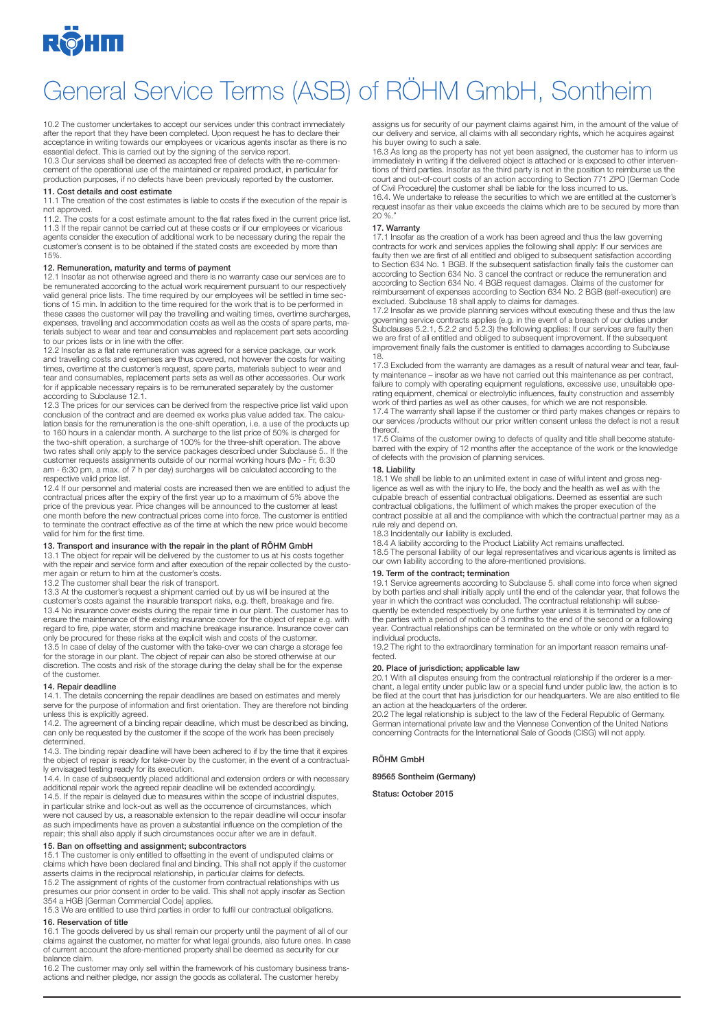# General Service Terms (ASB) of RÖHM GmbH, Sontheim

10.2 The customer undertakes to accept our services under this contract immediately after the report that they have been completed. Upon request he has to declare their acceptance in writing towards our employees or vicarious agents insofar as there is no essential defect. This is carried out by the signing of the service report.

10.3 Our services shall be deemed as accepted free of defects with the re-commencement of the operational use of the maintained or repaired product, in particular for production purposes, if no defects have been previously reported by the customer.

### 11. Cost details and cost estimate

11.1 The creation of the cost estimates is liable to costs if the execution of the repair is not approved.

11.2. The costs for a cost estimate amount to the flat rates fixed in the current price list.

11.3 If the repair cannot be carried out at these costs or if our employees or vicarious agents consider the execution of additional work to be necessary during the repair the customer's consent is to be obtained if the stated costs are exceeded by more than 15%.

### 12. Remuneration, maturity and terms of payment

12.1 Insofar as not otherwise agreed and there is no warranty case our services are to be remunerated according to the actual work requirement pursuant to our respectively valid general price lists. The time required by our employees will be settled in time sections of 15 min. In addition to the time required for the work that is to be performed in these cases the customer will pay the travelling and waiting times, overtime surcharges, expenses, travelling and accommodation costs as well as the costs of spare parts, materials subject to wear and tear and consumables and replacement part sets according to our prices lists or in line with the offer.

12.2 Insofar as a flat rate remuneration was agreed for a service package, our work and travelling costs and expenses are thus covered, not however the costs for waiting times, overtime at the customer's request, spare parts, materials subject to wear and tear and consumables, replacement parts sets as well as other accessories. Our work for if applicable necessary repairs is to be remunerated separately by the customer according to Subclause 12.1.

12.3 The prices for our services can be derived from the respective price list valid upon conclusion of the contract and are deemed ex works plus value added tax. The calculation basis for the remuneration is the one-shift operation, i.e. a use of the products up to 160 hours in a calendar month. A surcharge to the list price of 50% is charged for the two-shift operation, a surcharge of 100% for the three-shift operation. The above two rates shall only apply to the service packages described under Subclause 5.. If the customer requests assignments outside of our normal working hours (Mo - Fr, 6:30 am - 6:30 pm, a max. of 7 h per day) surcharges will be calculated according to the respective valid price list.

12.4 If our personnel and material costs are increased then we are entitled to adjust the contractual prices after the expiry of the first year up to a maximum of 5% above the price of the previous year. Price changes will be announced to the customer at least one month before the new contractual prices come into force. The customer is entitled to terminate the contract effective as of the time at which the new price would become valid for him for the first time.

### 13. Transport and insurance with the repair in the plant of RÖHM GmbH

13.1 The object for repair will be delivered by the customer to us at his costs together with the repair and service form and after execution of the repair collected by the customer again or return to him at the customer's costs.

13.2 The customer shall bear the risk of transport.

13.3 At the customer's request a shipment carried out by us will be insured at the customer's costs against the insurable transport risks, e.g. theft, breakage and fire.

13.4 No insurance cover exists during the repair time in our plant. The customer has to ensure the maintenance of the existing insurance cover for the object of repair e.g. with regard to fire, pipe water, storm and machine breakage insurance. Insurance cover can only be procured for these risks at the explicit wish and costs of the customer.

13.5 In case of delay of the customer with the take-over we can charge a storage fee for the storage in our plant. The object of repair can also be stored otherwise at our discretion. The costs and risk of the storage during the delay shall be for the expense of the customer.

### 14. Repair deadline

14.1. The details concerning the repair deadlines are based on estimates and merely serve for the purpose of information and first orientation. They are therefore not binding unless this is explicitly agreed.

14.2. The agreement of a binding repair deadline, which must be described as binding, can only be requested by the customer if the scope of the work has been precisely determined.

14.3. The binding repair deadline will have been adhered to if by the time that it expires the object of repair is ready for take-over by the customer, in the event of a contractually envisaged testing ready for its execution.

14.4. In case of subsequently placed additional and extension orders or with necessary additional repair work the agreed repair deadline will be extended accordingly.

14.5. If the repair is delayed due to measures within the scope of industrial disputes, in particular strike and lock-out as well as the occurrence of circumstances, which were not caused by us, a reasonable extension to the repair deadline will occur insofar as such impediments have as proven a substantial influence on the completion of the repair; this shall also apply if such circumstances occur after we are in default.

### 15. Ban on offsetting and assignment; subcontractors

15.1 The customer is only entitled to offsetting in the event of undisputed claims or claims which have been declared final and binding. This shall not apply if the customer asserts claims in the reciprocal relationship, in particular claims for defects.

15.2 The assignment of rights of the customer from contractual relationships with us presumes our prior consent in order to be valid. This shall not apply insofar as Section 354 a HGB [German Commercial Code] applies.

15.3 We are entitled to use third parties in order to fulfil our contractual obligations.

### 16. Reservation of title

16.1 The goods delivered by us shall remain our property until the payment of all of our claims against the customer, no matter for what legal grounds, also future ones. In case of current account the afore-mentioned property shall be deemed as security for our balance claim.

16.2 The customer may only sell within the framework of his customary business transactions and neither pledge, nor assign the goods as collateral. The customer hereby assigns us for security of our payment claims against him, in the amount of the value of our delivery and service, all claims with all secondary rights, which he acquires against his buyer owing to such a sale.

16.3 As long as the property has not yet been assigned, the customer has to inform us immediately in writing if the delivered object is attached or is exposed to other interventions of third parties. Insofar as the third party is not in the position to reimburse us the court and out-of-court costs of an action according to Section 771 ZPO [German Code of Civil Procedure] the customer shall be liable for the loss incurred to us.

16.4. We undertake to release the securities to which we are entitled at the customer's request insofar as their value exceeds the claims which are to be secured by more than 20 %."

### 17. Warranty

17.1 Insofar as the creation of a work has been agreed and thus the law governing contracts for work and services applies the following shall apply: If our services are faulty then we are first of all entitled and obliged to subsequent satisfaction according to Section 634 No. 1 BGB. If the subsequent satisfaction finally fails the customer can according to Section 634 No. 3 cancel the contract or reduce the remuneration and according to Section 634 No. 4 BGB request damages. Claims of the customer for reimbursement of expenses according to Section 634 No. 2 BGB (self-execution) are excluded. Subclause 18 shall apply to claims for damages.

17.2 Insofar as we provide planning services without executing these and thus the law governing service contracts applies (e.g. in the event of a breach of our duties under Subclauses 5.2.1, 5.2.2 and 5.2.3) the following applies: If our services are faulty then we are first of all entitled and obliged to subsequent improvement. If the subsequent improvement finally fails the customer is entitled to damages according to Subclause 18.

17.3 Excluded from the warranty are damages as a result of natural wear and tear, faulty maintenance – insofar as we have not carried out this maintenance as per contract, failure to comply with operating equipment regulations, excessive use, unsuitable operating equipment, chemical or electrolytic influences, faulty construction and assembly work of third parties as well as other causes, for which we are not responsible.

17.4 The warranty shall lapse if the customer or third party makes changes or repairs to our services /products without our prior written consent unless the defect is not a result thereof.

17.5 Claims of the customer owing to defects of quality and title shall become statute-barred with the expiry of 12 months after the acceptance of the work or the knowledge of defects with the provision of planning services.

### 18. Liability

18.1 We shall be liable to an unlimited extent in case of wilful intent and gross negligence as well as with the injury to life, the body and the health as well as with the culpable breach of essential contractual obligations. Deemed as essential are such contractual obligations, the fulfilment of which makes the proper execution of the contract possible at all and the compliance with which the contractual partner may as a rule rely and depend on.

18.3 Incidentally our liability is excluded.

18.4 A liability according to the Product Liability Act remains unaffected.

18.5 The personal liability of our legal representatives and vicarious agents is limited as our own liability according to the afore-mentioned provisions.

### 19. Term of the contract; termination

19.1 Service agreements according to Subclause 5. shall come into force when signed by both parties and shall initially apply until the end of the calendar year, that follows the year in which the contract was concluded. The contractual relationship will subsequently be extended respectively by one further year unless it is terminated by one of the parties with a period of notice of 3 months to the end of the second or a following year. Contractual relationships can be terminated on the whole or only with regard to individual products.

19.2 The right to the extraordinary termination for an important reason remains unaffected.

### 20. Place of jurisdiction; applicable law

20.1 With all disputes ensuing from the contractual relationship if the orderer is a merchant, a legal entity under public law or a special fund under public law, the action is to be filed at the court that has jurisdiction for our headquarters. We are also entitled to file an action at the headquarters of the orderer.

20.2 The legal relationship is subject to the law of the Federal Republic of Germany. German international private law and the Viennese Convention of the United Nations concerning Contracts for the International Sale of Goods (CISG) will not apply.

**RÖHM GmbH**

**89565 Sontheim (Germany)**

**Status: October 2015**